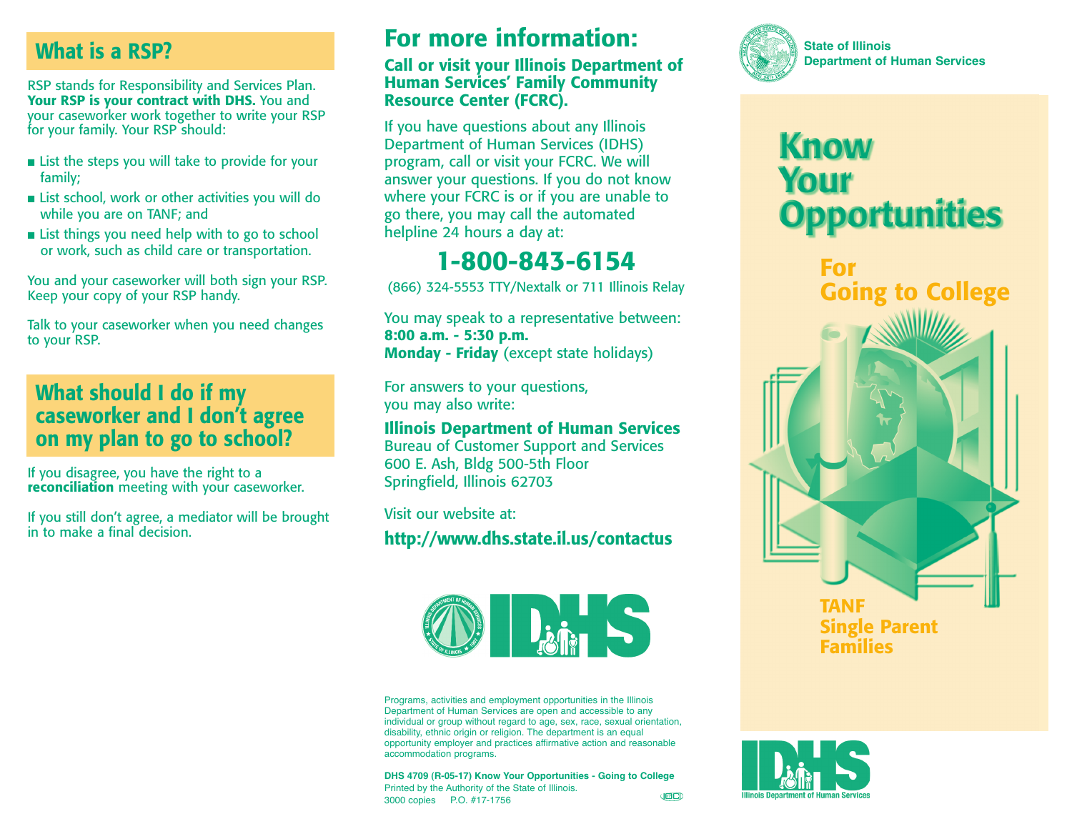## What is a RSP?

RSP stands for Responsibility and Services Plan. **Your RSP is your contract with DHS.** You and your caseworker work together to write your RSP for your family. Your RSP should:

- List the steps you will take to provide for your family;
- List school, work or other activities you will do while you are on TANF; and
- List things you need help with to go to school or work, such as child care or transportation.

You and your caseworker will both sign your RSP. Keep your copy of your RSP handy.

Talk to your caseworker when you need changes to your RSP.

## What should I do if my caseworker and I don't agree on my plan to go to school?

If you disagree, you have the right to a **reconciliation** meeting with your caseworker.

If you still don't agree, a mediator will be brought in to make a final decision.

# For more information:

**Call or visit your Illinois Department of Human Services' Family Community Resource Center (FCRC).**

If you have questions about any Illinois Department of Human Services (IDHS) program, call or visit your FCRC. We will answer your questions. If you do not know where your FCRC is or if you are unable to go there, you may call the automated helpline 24 hours a day at:

**1-800-843-6154**

(866) 324-5553 TTY/Nextalk or 711 Illinois Relay

You may speak to a representative between:
**8:00 a.m. - 5:30 p.m.**
**Monday - Friday** (except state holidays)

For answers to your questions, you may also write:

**Illinois Department of Human Services**
Bureau of Customer Support and Services
600 E. Ash, Bldg 500-5th Floor
Springfield, Illinois 62703

Visit our website at:

**http://www.dhs.state.il.us/contactus**

IDHS

Programs, activities and employment opportunities in the Illinois Department of Human Services are open and accessible to any individual or group without regard to age, sex, race, sexual orientation, disability, ethnic origin or religion. The department is an equal opportunity employer and practices affirmative action and reasonable accommodation programs.

**DHS 4709 (R-05-17) Know Your Opportunities - Going to College**
Printed by the Authority of the State of Illinois.
3000 copies P.O. #17-1756

State of Illinois
Department of Human Services

# Know Your Opportunities

## For Going to College

**TANF Single Parent Families**

IDHS
Illinois Department of Human Services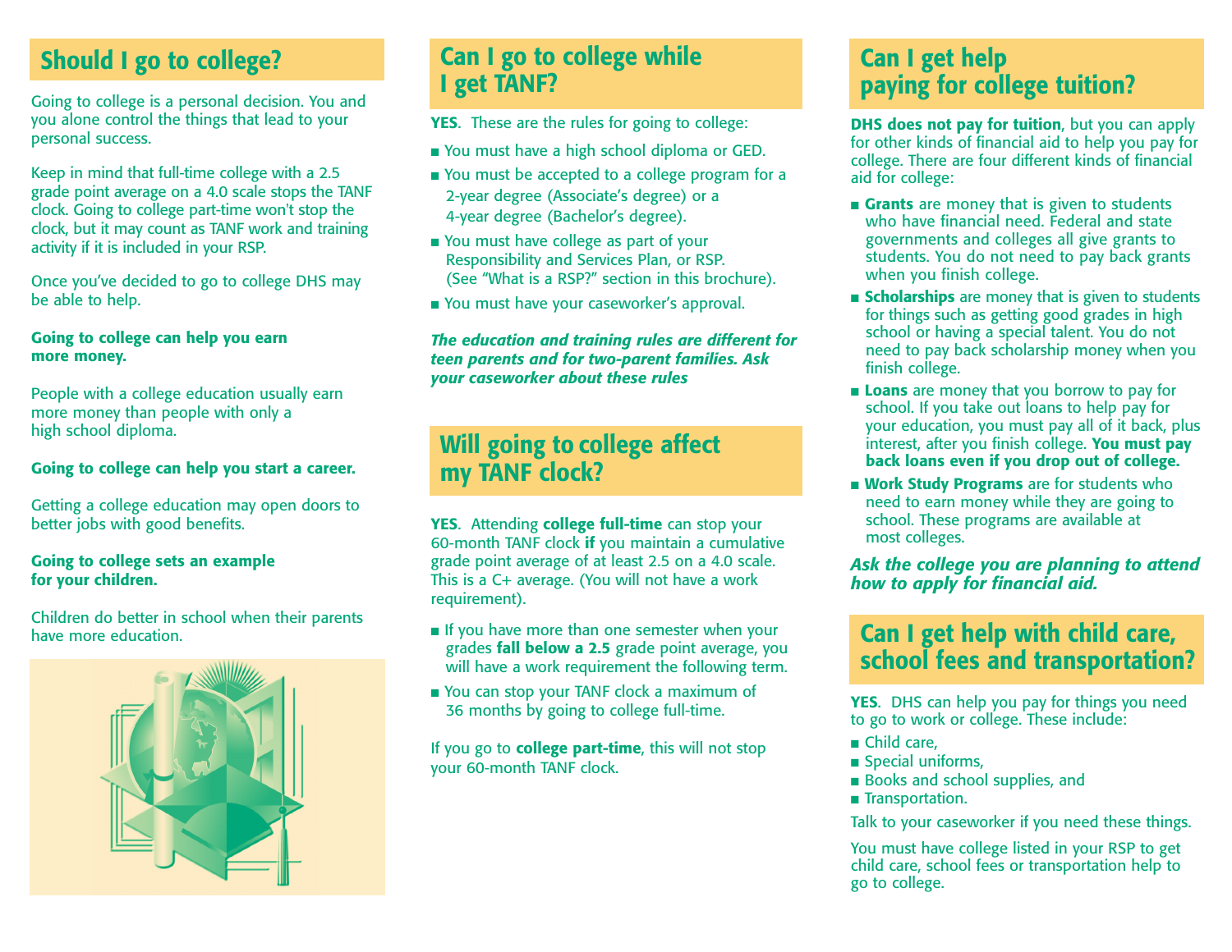## Should I go to college?

Going to college is a personal decision. You and you alone control the things that lead to your personal success.

Keep in mind that full-time college with a 2.5 grade point average on a 4.0 scale stops the TANF clock. Going to college part-time won't stop the clock, but it may count as TANF work and training activity if it is included in your RSP.

Once you've decided to go to college DHS may be able to help.

**Going to college can help you earn more money.**

People with a college education usually earn more money than people with only a high school diploma.

**Going to college can help you start a career.**

Getting a college education may open doors to better jobs with good benefits.

**Going to college sets an example for your children.**

Children do better in school when their parents have more education.

## Can I go to college while I get TANF?

**YES**. These are the rules for going to college:

- You must have a high school diploma or GED.
- You must be accepted to a college program for a 2-year degree (Associate's degree) or a 4-year degree (Bachelor's degree).
- You must have college as part of your Responsibility and Services Plan, or RSP. (See "What is a RSP?" section in this brochure).
- You must have your caseworker's approval.

***The education and training rules are different for teen parents and for two-parent families. Ask your caseworker about these rules***

## Will going to college affect my TANF clock?

**YES**. Attending **college full-time** can stop your 60-month TANF clock **if** you maintain a cumulative grade point average of at least 2.5 on a 4.0 scale. This is a C+ average. (You will not have a work requirement).

- If you have more than one semester when your grades **fall below a 2.5** grade point average, you will have a work requirement the following term.
- You can stop your TANF clock a maximum of 36 months by going to college full-time.

If you go to **college part-time**, this will not stop your 60-month TANF clock.

## Can I get help paying for college tuition?

**DHS does not pay for tuition**, but you can apply for other kinds of financial aid to help you pay for college. There are four different kinds of financial aid for college:

- **Grants** are money that is given to students who have financial need. Federal and state governments and colleges all give grants to students. You do not need to pay back grants when you finish college.
- **Scholarships** are money that is given to students for things such as getting good grades in high school or having a special talent. You do not need to pay back scholarship money when you finish college.
- **Loans** are money that you borrow to pay for school. If you take out loans to help pay for your education, you must pay all of it back, plus interest, after you finish college. **You must pay back loans even if you drop out of college.**
- **Work Study Programs** are for students who need to earn money while they are going to school. These programs are available at most colleges.

***Ask the college you are planning to attend how to apply for financial aid.***

## Can I get help with child care, school fees and transportation?

**YES**. DHS can help you pay for things you need to go to work or college. These include:

- Child care,
- Special uniforms,
- Books and school supplies, and
- Transportation.

Talk to your caseworker if you need these things.

You must have college listed in your RSP to get child care, school fees or transportation help to go to college.